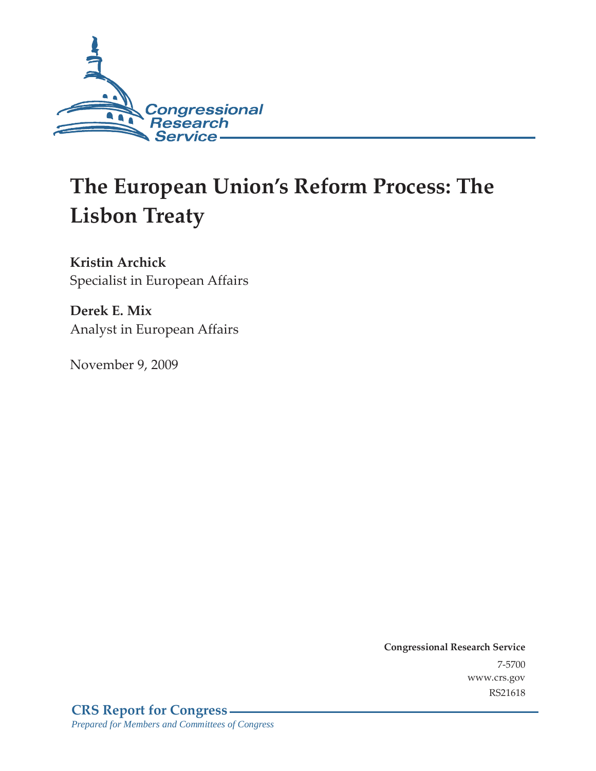Congressional Research Service

# The European Union's Reform Process: The Lisbon Treaty

**Kristin Archick**
Specialist in European Affairs

**Derek E. Mix**
Analyst in European Affairs

November 9, 2009

**Congressional Research Service**
7-5700
www.crs.gov
RS21618

**CRS Report for Congress**
*Prepared for Members and Committees of Congress*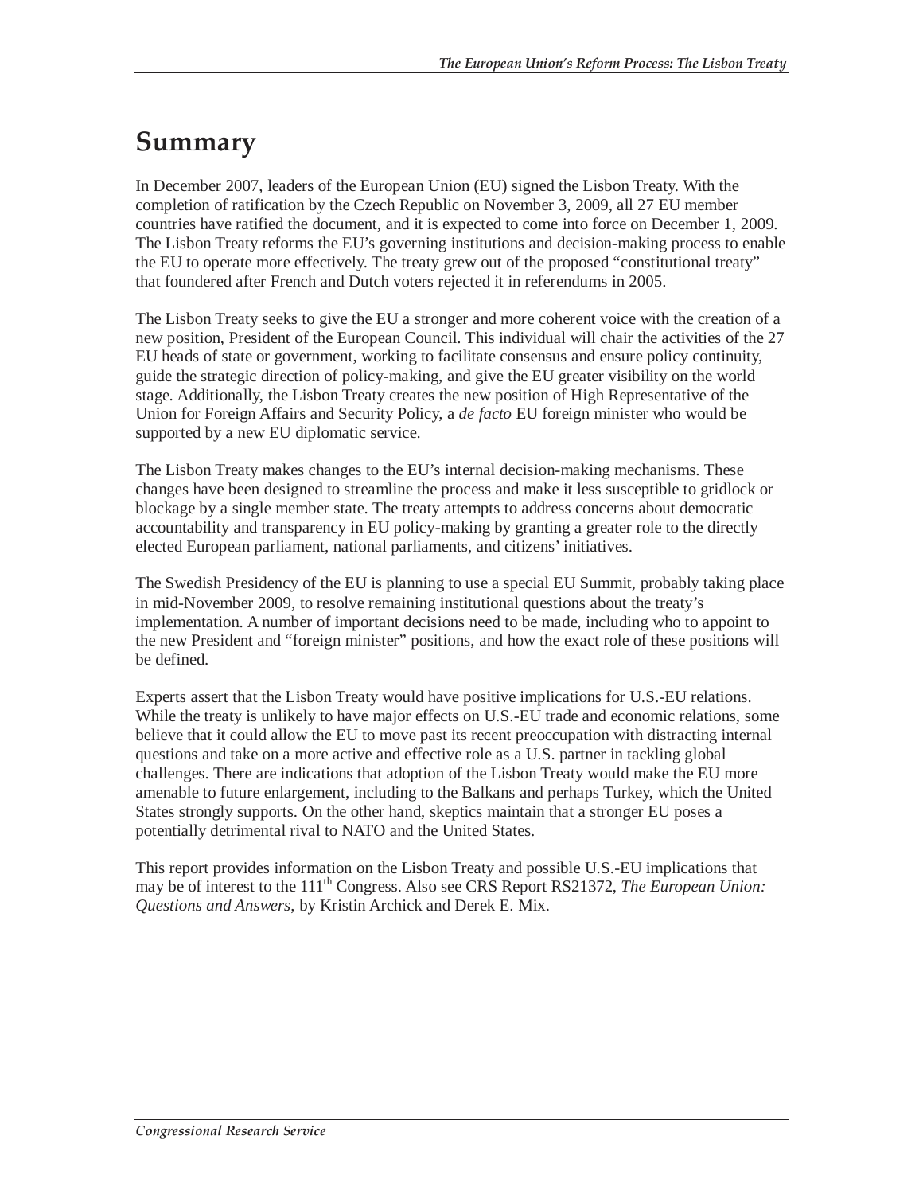# Summary

In December 2007, leaders of the European Union (EU) signed the Lisbon Treaty. With the completion of ratification by the Czech Republic on November 3, 2009, all 27 EU member countries have ratified the document, and it is expected to come into force on December 1, 2009. The Lisbon Treaty reforms the EU's governing institutions and decision-making process to enable the EU to operate more effectively. The treaty grew out of the proposed "constitutional treaty" that foundered after French and Dutch voters rejected it in referendums in 2005.

The Lisbon Treaty seeks to give the EU a stronger and more coherent voice with the creation of a new position, President of the European Council. This individual will chair the activities of the 27 EU heads of state or government, working to facilitate consensus and ensure policy continuity, guide the strategic direction of policy-making, and give the EU greater visibility on the world stage. Additionally, the Lisbon Treaty creates the new position of High Representative of the Union for Foreign Affairs and Security Policy, a *de facto* EU foreign minister who would be supported by a new EU diplomatic service.

The Lisbon Treaty makes changes to the EU's internal decision-making mechanisms. These changes have been designed to streamline the process and make it less susceptible to gridlock or blockage by a single member state. The treaty attempts to address concerns about democratic accountability and transparency in EU policy-making by granting a greater role to the directly elected European parliament, national parliaments, and citizens' initiatives.

The Swedish Presidency of the EU is planning to use a special EU Summit, probably taking place in mid-November 2009, to resolve remaining institutional questions about the treaty's implementation. A number of important decisions need to be made, including who to appoint to the new President and "foreign minister" positions, and how the exact role of these positions will be defined.

Experts assert that the Lisbon Treaty would have positive implications for U.S.-EU relations. While the treaty is unlikely to have major effects on U.S.-EU trade and economic relations, some believe that it could allow the EU to move past its recent preoccupation with distracting internal questions and take on a more active and effective role as a U.S. partner in tackling global challenges. There are indications that adoption of the Lisbon Treaty would make the EU more amenable to future enlargement, including to the Balkans and perhaps Turkey, which the United States strongly supports. On the other hand, skeptics maintain that a stronger EU poses a potentially detrimental rival to NATO and the United States.

This report provides information on the Lisbon Treaty and possible U.S.-EU implications that may be of interest to the 111th Congress. Also see CRS Report RS21372, *The European Union: Questions and Answers*, by Kristin Archick and Derek E. Mix.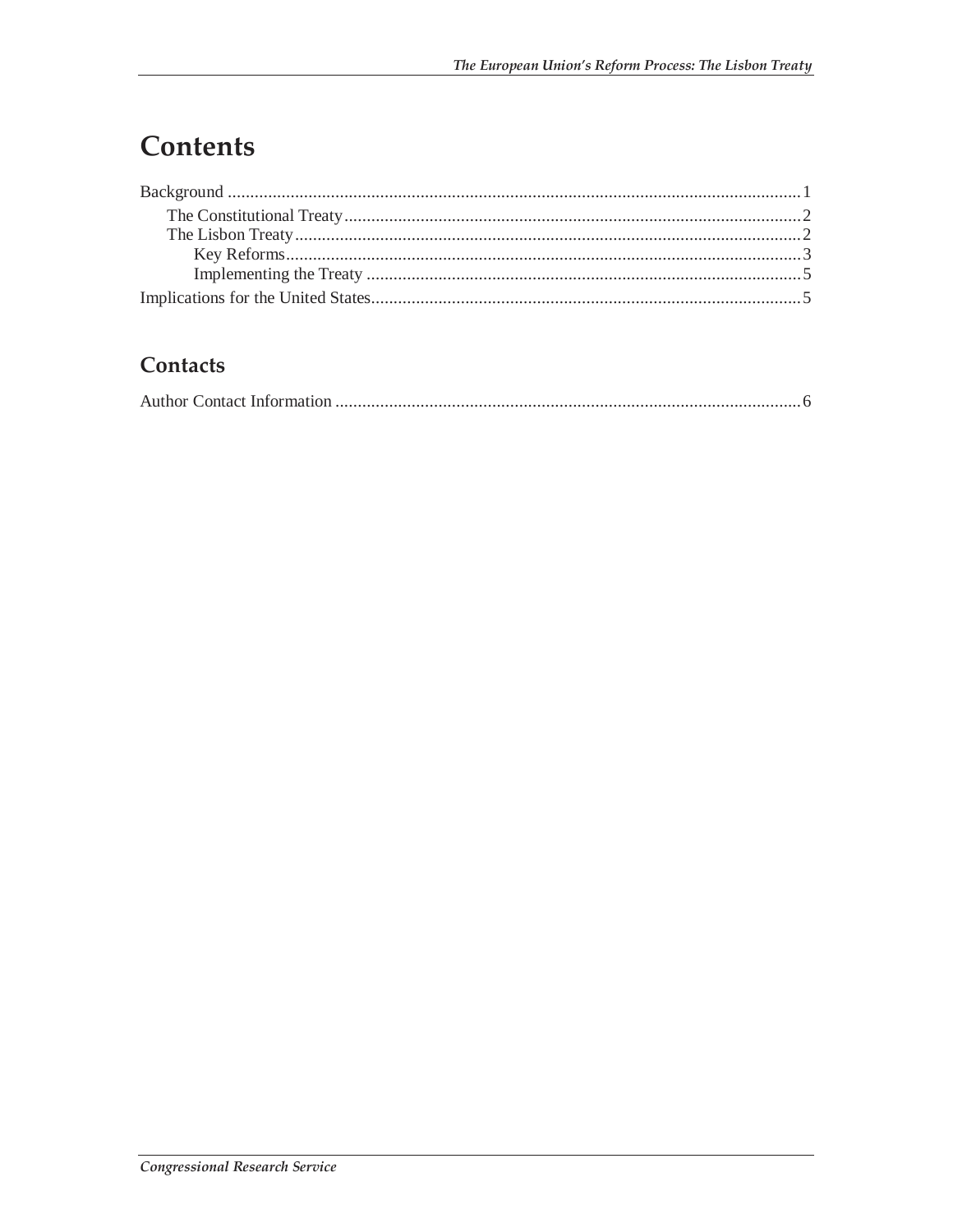# Contents

Background ................................................................................................................................ 1

The Constitutional Treaty...................................................................................................... 2

The Lisbon Treaty.................................................................................................................. 2

Key Reforms.................................................................................................................... 3

Implementing the Treaty ................................................................................................. 5

Implications for the United States................................................................................................ 5

## Contacts

Author Contact Information ........................................................................................................ 6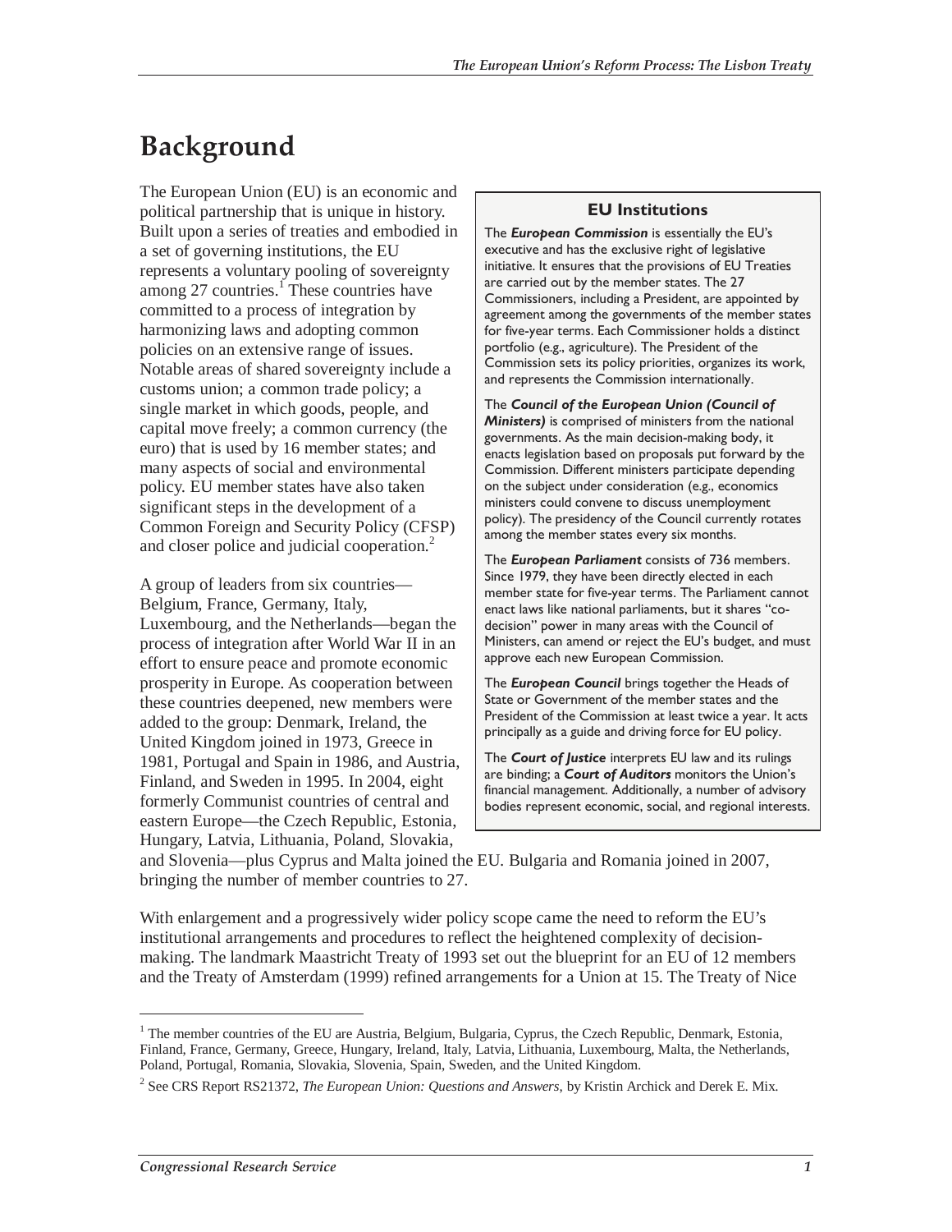# Background

The European Union (EU) is an economic and political partnership that is unique in history. Built upon a series of treaties and embodied in a set of governing institutions, the EU represents a voluntary pooling of sovereignty among 27 countries.[1] These countries have committed to a process of integration by harmonizing laws and adopting common policies on an extensive range of issues. Notable areas of shared sovereignty include a customs union; a common trade policy; a single market in which goods, people, and capital move freely; a common currency (the euro) that is used by 16 member states; and many aspects of social and environmental policy. EU member states have also taken significant steps in the development of a Common Foreign and Security Policy (CFSP) and closer police and judicial cooperation.[2]

A group of leaders from six countries—Belgium, France, Germany, Italy, Luxembourg, and the Netherlands—began the process of integration after World War II in an effort to ensure peace and promote economic prosperity in Europe. As cooperation between these countries deepened, new members were added to the group: Denmark, Ireland, the United Kingdom joined in 1973, Greece in 1981, Portugal and Spain in 1986, and Austria, Finland, and Sweden in 1995. In 2004, eight formerly Communist countries of central and eastern Europe—the Czech Republic, Estonia, Hungary, Latvia, Lithuania, Poland, Slovakia, and Slovenia—plus Cyprus and Malta joined the EU. Bulgaria and Romania joined in 2007, bringing the number of member countries to 27.

> **EU Institutions**
>
> The ***European Commission*** is essentially the EU's executive and has the exclusive right of legislative initiative. It ensures that the provisions of EU Treaties are carried out by the member states. The 27 Commissioners, including a President, are appointed by agreement among the governments of the member states for five-year terms. Each Commissioner holds a distinct portfolio (e.g., agriculture). The President of the Commission sets its policy priorities, organizes its work, and represents the Commission internationally.
>
> The ***Council of the European Union (Council of Ministers)*** is comprised of ministers from the national governments. As the main decision-making body, it enacts legislation based on proposals put forward by the Commission. Different ministers participate depending on the subject under consideration (e.g., economics ministers could convene to discuss unemployment policy). The presidency of the Council currently rotates among the member states every six months.
>
> The ***European Parliament*** consists of 736 members. Since 1979, they have been directly elected in each member state for five-year terms. The Parliament cannot enact laws like national parliaments, but it shares "co-decision" power in many areas with the Council of Ministers, can amend or reject the EU's budget, and must approve each new European Commission.
>
> The ***European Council*** brings together the Heads of State or Government of the member states and the President of the Commission at least twice a year. It acts principally as a guide and driving force for EU policy.
>
> The ***Court of Justice*** interprets EU law and its rulings are binding; a ***Court of Auditors*** monitors the Union's financial management. Additionally, a number of advisory bodies represent economic, social, and regional interests.

With enlargement and a progressively wider policy scope came the need to reform the EU's institutional arrangements and procedures to reflect the heightened complexity of decision-making. The landmark Maastricht Treaty of 1993 set out the blueprint for an EU of 12 members and the Treaty of Amsterdam (1999) refined arrangements for a Union at 15. The Treaty of Nice

---

[1] The member countries of the EU are Austria, Belgium, Bulgaria, Cyprus, the Czech Republic, Denmark, Estonia, Finland, France, Germany, Greece, Hungary, Ireland, Italy, Latvia, Lithuania, Luxembourg, Malta, the Netherlands, Poland, Portugal, Romania, Slovakia, Slovenia, Spain, Sweden, and the United Kingdom.

[2] See CRS Report RS21372, *The European Union: Questions and Answers*, by Kristin Archick and Derek E. Mix.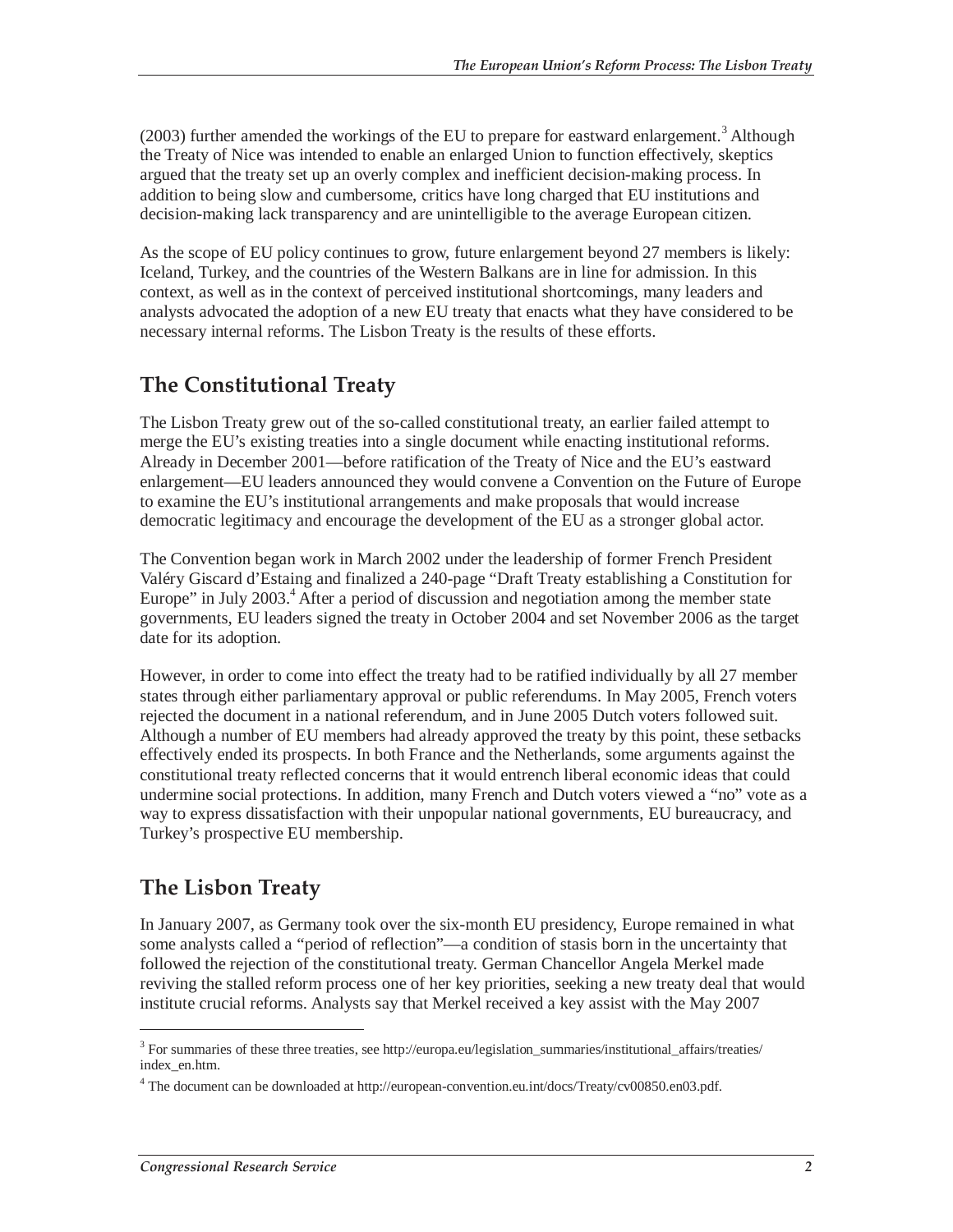(2003) further amended the workings of the EU to prepare for eastward enlargement.[3] Although the Treaty of Nice was intended to enable an enlarged Union to function effectively, skeptics argued that the treaty set up an overly complex and inefficient decision-making process. In addition to being slow and cumbersome, critics have long charged that EU institutions and decision-making lack transparency and are unintelligible to the average European citizen.

As the scope of EU policy continues to grow, future enlargement beyond 27 members is likely: Iceland, Turkey, and the countries of the Western Balkans are in line for admission. In this context, as well as in the context of perceived institutional shortcomings, many leaders and analysts advocated the adoption of a new EU treaty that enacts what they have considered to be necessary internal reforms. The Lisbon Treaty is the results of these efforts.

## The Constitutional Treaty

The Lisbon Treaty grew out of the so-called constitutional treaty, an earlier failed attempt to merge the EU's existing treaties into a single document while enacting institutional reforms. Already in December 2001—before ratification of the Treaty of Nice and the EU's eastward enlargement—EU leaders announced they would convene a Convention on the Future of Europe to examine the EU's institutional arrangements and make proposals that would increase democratic legitimacy and encourage the development of the EU as a stronger global actor.

The Convention began work in March 2002 under the leadership of former French President Valéry Giscard d'Estaing and finalized a 240-page "Draft Treaty establishing a Constitution for Europe" in July 2003.[4] After a period of discussion and negotiation among the member state governments, EU leaders signed the treaty in October 2004 and set November 2006 as the target date for its adoption.

However, in order to come into effect the treaty had to be ratified individually by all 27 member states through either parliamentary approval or public referendums. In May 2005, French voters rejected the document in a national referendum, and in June 2005 Dutch voters followed suit. Although a number of EU members had already approved the treaty by this point, these setbacks effectively ended its prospects. In both France and the Netherlands, some arguments against the constitutional treaty reflected concerns that it would entrench liberal economic ideas that could undermine social protections. In addition, many French and Dutch voters viewed a "no" vote as a way to express dissatisfaction with their unpopular national governments, EU bureaucracy, and Turkey's prospective EU membership.

## The Lisbon Treaty

In January 2007, as Germany took over the six-month EU presidency, Europe remained in what some analysts called a "period of reflection"—a condition of stasis born in the uncertainty that followed the rejection of the constitutional treaty. German Chancellor Angela Merkel made reviving the stalled reform process one of her key priorities, seeking a new treaty deal that would institute crucial reforms. Analysts say that Merkel received a key assist with the May 2007

---

[3] For summaries of these three treaties, see http://europa.eu/legislation_summaries/institutional_affairs/treaties/index_en.htm.

[4] The document can be downloaded at http://european-convention.eu.int/docs/Treaty/cv00850.en03.pdf.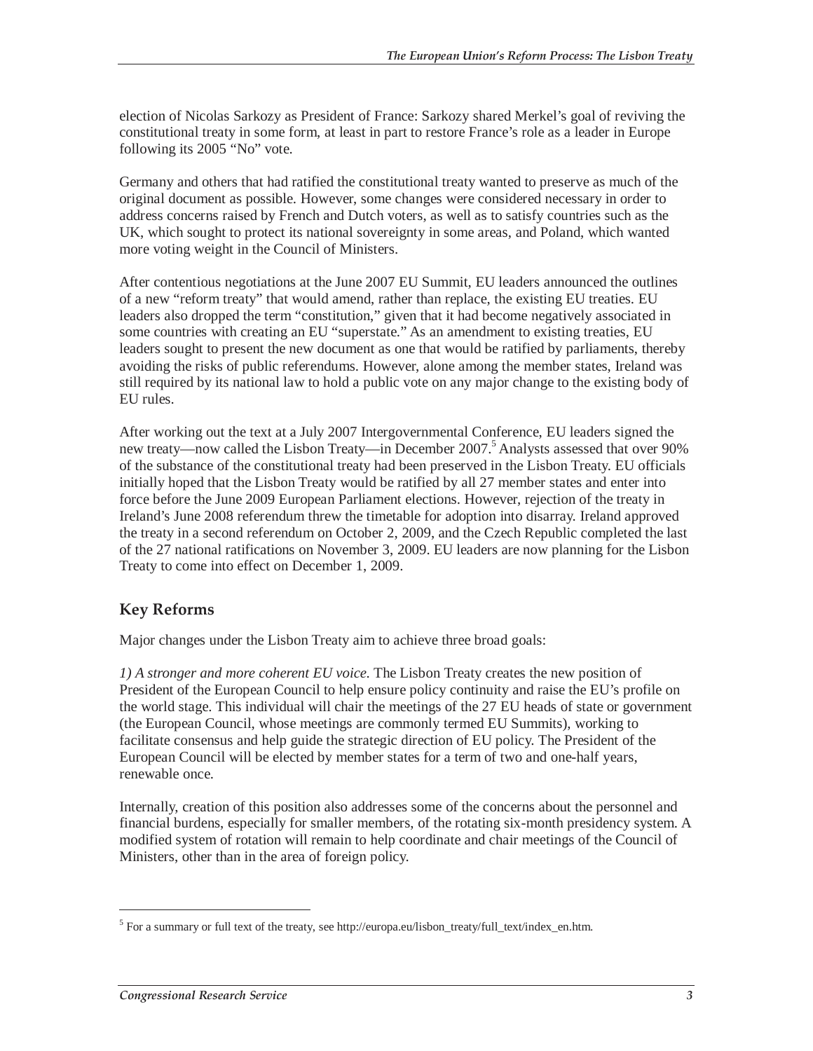election of Nicolas Sarkozy as President of France: Sarkozy shared Merkel's goal of reviving the constitutional treaty in some form, at least in part to restore France's role as a leader in Europe following its 2005 "No" vote.

Germany and others that had ratified the constitutional treaty wanted to preserve as much of the original document as possible. However, some changes were considered necessary in order to address concerns raised by French and Dutch voters, as well as to satisfy countries such as the UK, which sought to protect its national sovereignty in some areas, and Poland, which wanted more voting weight in the Council of Ministers.

After contentious negotiations at the June 2007 EU Summit, EU leaders announced the outlines of a new "reform treaty" that would amend, rather than replace, the existing EU treaties. EU leaders also dropped the term "constitution," given that it had become negatively associated in some countries with creating an EU "superstate." As an amendment to existing treaties, EU leaders sought to present the new document as one that would be ratified by parliaments, thereby avoiding the risks of public referendums. However, alone among the member states, Ireland was still required by its national law to hold a public vote on any major change to the existing body of EU rules.

After working out the text at a July 2007 Intergovernmental Conference, EU leaders signed the new treaty—now called the Lisbon Treaty—in December 2007.[5] Analysts assessed that over 90% of the substance of the constitutional treaty had been preserved in the Lisbon Treaty. EU officials initially hoped that the Lisbon Treaty would be ratified by all 27 member states and enter into force before the June 2009 European Parliament elections. However, rejection of the treaty in Ireland's June 2008 referendum threw the timetable for adoption into disarray. Ireland approved the treaty in a second referendum on October 2, 2009, and the Czech Republic completed the last of the 27 national ratifications on November 3, 2009. EU leaders are now planning for the Lisbon Treaty to come into effect on December 1, 2009.

## Key Reforms

Major changes under the Lisbon Treaty aim to achieve three broad goals:

*1) A stronger and more coherent EU voice.* The Lisbon Treaty creates the new position of President of the European Council to help ensure policy continuity and raise the EU's profile on the world stage. This individual will chair the meetings of the 27 EU heads of state or government (the European Council, whose meetings are commonly termed EU Summits), working to facilitate consensus and help guide the strategic direction of EU policy. The President of the European Council will be elected by member states for a term of two and one-half years, renewable once.

Internally, creation of this position also addresses some of the concerns about the personnel and financial burdens, especially for smaller members, of the rotating six-month presidency system. A modified system of rotation will remain to help coordinate and chair meetings of the Council of Ministers, other than in the area of foreign policy.

[5] For a summary or full text of the treaty, see http://europa.eu/lisbon_treaty/full_text/index_en.htm.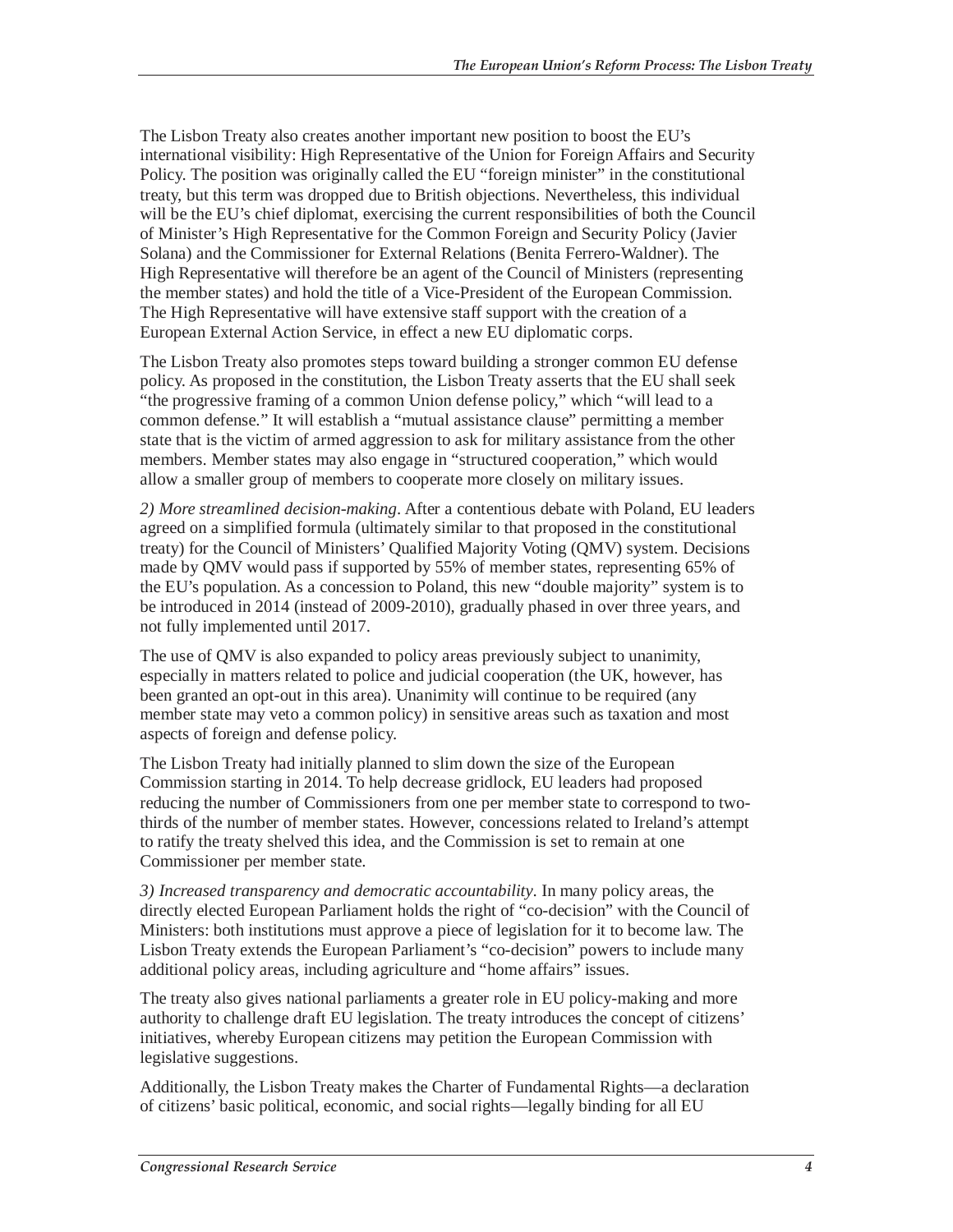The Lisbon Treaty also creates another important new position to boost the EU's international visibility: High Representative of the Union for Foreign Affairs and Security Policy. The position was originally called the EU "foreign minister" in the constitutional treaty, but this term was dropped due to British objections. Nevertheless, this individual will be the EU's chief diplomat, exercising the current responsibilities of both the Council of Minister's High Representative for the Common Foreign and Security Policy (Javier Solana) and the Commissioner for External Relations (Benita Ferrero-Waldner). The High Representative will therefore be an agent of the Council of Ministers (representing the member states) and hold the title of a Vice-President of the European Commission. The High Representative will have extensive staff support with the creation of a European External Action Service, in effect a new EU diplomatic corps.

The Lisbon Treaty also promotes steps toward building a stronger common EU defense policy. As proposed in the constitution, the Lisbon Treaty asserts that the EU shall seek "the progressive framing of a common Union defense policy," which "will lead to a common defense." It will establish a "mutual assistance clause" permitting a member state that is the victim of armed aggression to ask for military assistance from the other members. Member states may also engage in "structured cooperation," which would allow a smaller group of members to cooperate more closely on military issues.

*2) More streamlined decision-making*. After a contentious debate with Poland, EU leaders agreed on a simplified formula (ultimately similar to that proposed in the constitutional treaty) for the Council of Ministers' Qualified Majority Voting (QMV) system. Decisions made by QMV would pass if supported by 55% of member states, representing 65% of the EU's population. As a concession to Poland, this new "double majority" system is to be introduced in 2014 (instead of 2009-2010), gradually phased in over three years, and not fully implemented until 2017.

The use of QMV is also expanded to policy areas previously subject to unanimity, especially in matters related to police and judicial cooperation (the UK, however, has been granted an opt-out in this area). Unanimity will continue to be required (any member state may veto a common policy) in sensitive areas such as taxation and most aspects of foreign and defense policy.

The Lisbon Treaty had initially planned to slim down the size of the European Commission starting in 2014. To help decrease gridlock, EU leaders had proposed reducing the number of Commissioners from one per member state to correspond to two-thirds of the number of member states. However, concessions related to Ireland's attempt to ratify the treaty shelved this idea, and the Commission is set to remain at one Commissioner per member state.

*3) Increased transparency and democratic accountability*. In many policy areas, the directly elected European Parliament holds the right of "co-decision" with the Council of Ministers: both institutions must approve a piece of legislation for it to become law. The Lisbon Treaty extends the European Parliament's "co-decision" powers to include many additional policy areas, including agriculture and "home affairs" issues.

The treaty also gives national parliaments a greater role in EU policy-making and more authority to challenge draft EU legislation. The treaty introduces the concept of citizens' initiatives, whereby European citizens may petition the European Commission with legislative suggestions.

Additionally, the Lisbon Treaty makes the Charter of Fundamental Rights—a declaration of citizens' basic political, economic, and social rights—legally binding for all EU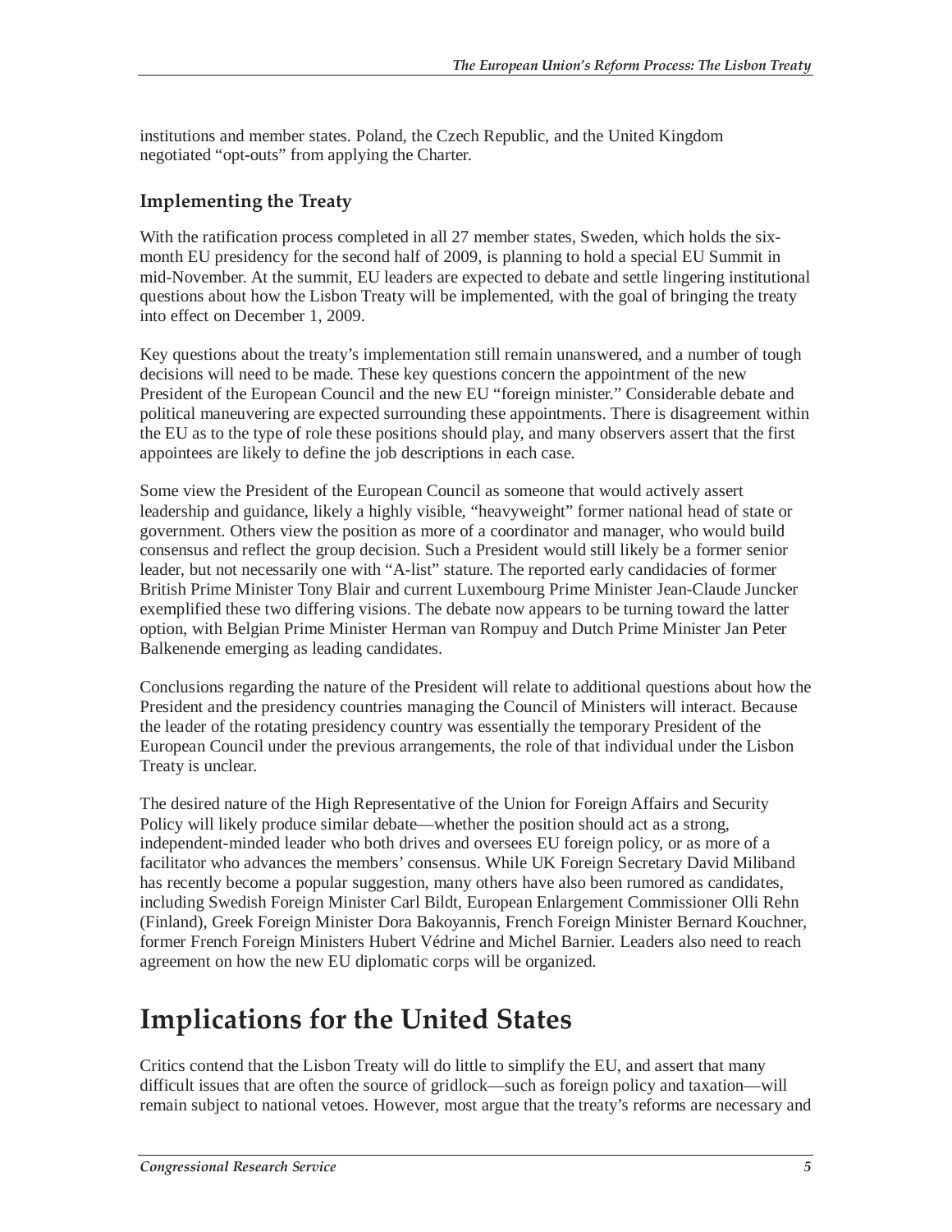institutions and member states. Poland, the Czech Republic, and the United Kingdom negotiated "opt-outs" from applying the Charter.

### Implementing the Treaty

With the ratification process completed in all 27 member states, Sweden, which holds the six-month EU presidency for the second half of 2009, is planning to hold a special EU Summit in mid-November. At the summit, EU leaders are expected to debate and settle lingering institutional questions about how the Lisbon Treaty will be implemented, with the goal of bringing the treaty into effect on December 1, 2009.

Key questions about the treaty's implementation still remain unanswered, and a number of tough decisions will need to be made. These key questions concern the appointment of the new President of the European Council and the new EU "foreign minister." Considerable debate and political maneuvering are expected surrounding these appointments. There is disagreement within the EU as to the type of role these positions should play, and many observers assert that the first appointees are likely to define the job descriptions in each case.

Some view the President of the European Council as someone that would actively assert leadership and guidance, likely a highly visible, "heavyweight" former national head of state or government. Others view the position as more of a coordinator and manager, who would build consensus and reflect the group decision. Such a President would still likely be a former senior leader, but not necessarily one with "A-list" stature. The reported early candidacies of former British Prime Minister Tony Blair and current Luxembourg Prime Minister Jean-Claude Juncker exemplified these two differing visions. The debate now appears to be turning toward the latter option, with Belgian Prime Minister Herman van Rompuy and Dutch Prime Minister Jan Peter Balkenende emerging as leading candidates.

Conclusions regarding the nature of the President will relate to additional questions about how the President and the presidency countries managing the Council of Ministers will interact. Because the leader of the rotating presidency country was essentially the temporary President of the European Council under the previous arrangements, the role of that individual under the Lisbon Treaty is unclear.

The desired nature of the High Representative of the Union for Foreign Affairs and Security Policy will likely produce similar debate—whether the position should act as a strong, independent-minded leader who both drives and oversees EU foreign policy, or as more of a facilitator who advances the members' consensus. While UK Foreign Secretary David Miliband has recently become a popular suggestion, many others have also been rumored as candidates, including Swedish Foreign Minister Carl Bildt, European Enlargement Commissioner Olli Rehn (Finland), Greek Foreign Minister Dora Bakoyannis, French Foreign Minister Bernard Kouchner, former French Foreign Ministers Hubert Védrine and Michel Barnier. Leaders also need to reach agreement on how the new EU diplomatic corps will be organized.

## Implications for the United States

Critics contend that the Lisbon Treaty will do little to simplify the EU, and assert that many difficult issues that are often the source of gridlock—such as foreign policy and taxation—will remain subject to national vetoes. However, most argue that the treaty's reforms are necessary and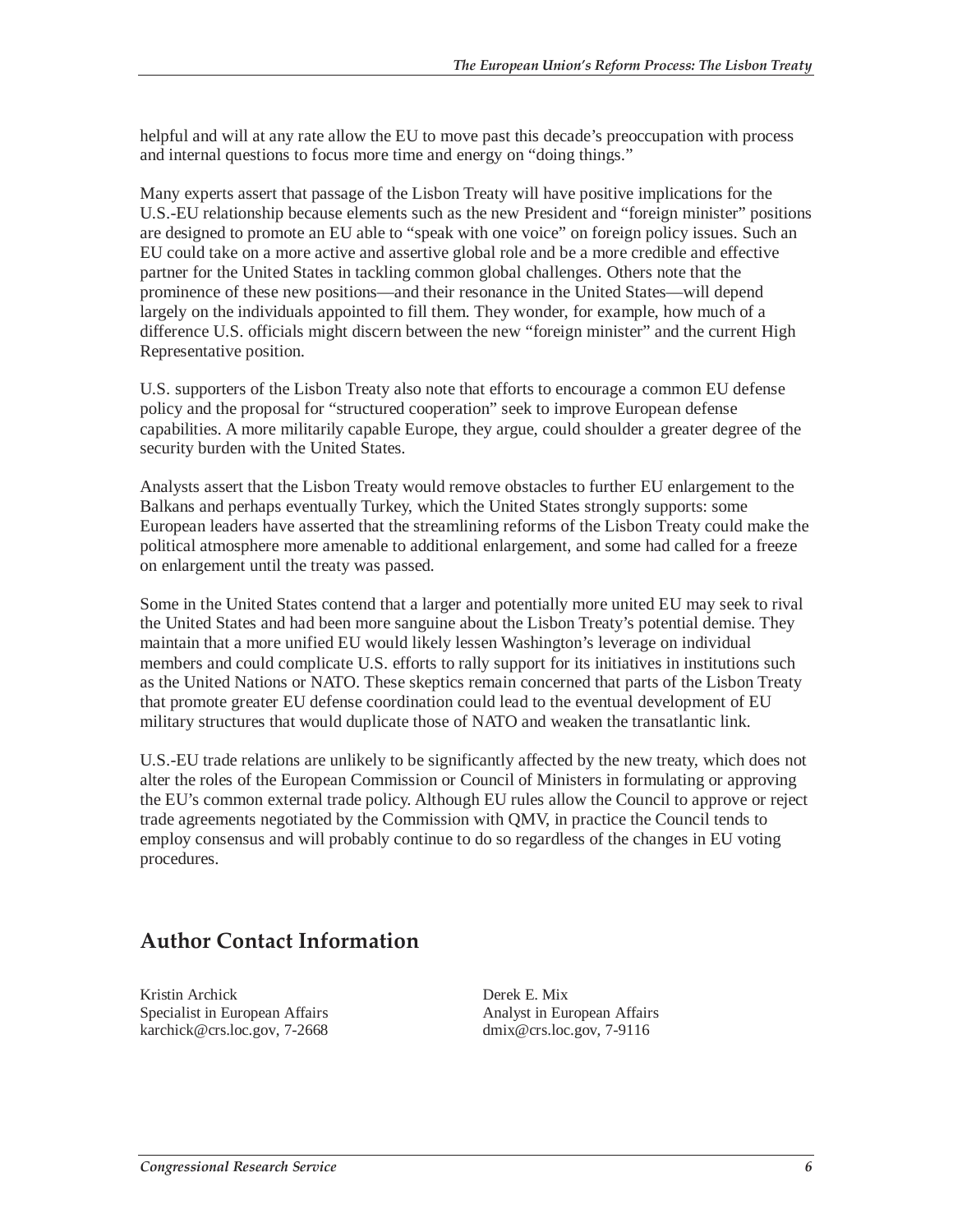helpful and will at any rate allow the EU to move past this decade's preoccupation with process and internal questions to focus more time and energy on "doing things."

Many experts assert that passage of the Lisbon Treaty will have positive implications for the U.S.-EU relationship because elements such as the new President and "foreign minister" positions are designed to promote an EU able to "speak with one voice" on foreign policy issues. Such an EU could take on a more active and assertive global role and be a more credible and effective partner for the United States in tackling common global challenges. Others note that the prominence of these new positions—and their resonance in the United States—will depend largely on the individuals appointed to fill them. They wonder, for example, how much of a difference U.S. officials might discern between the new "foreign minister" and the current High Representative position.

U.S. supporters of the Lisbon Treaty also note that efforts to encourage a common EU defense policy and the proposal for "structured cooperation" seek to improve European defense capabilities. A more militarily capable Europe, they argue, could shoulder a greater degree of the security burden with the United States.

Analysts assert that the Lisbon Treaty would remove obstacles to further EU enlargement to the Balkans and perhaps eventually Turkey, which the United States strongly supports: some European leaders have asserted that the streamlining reforms of the Lisbon Treaty could make the political atmosphere more amenable to additional enlargement, and some had called for a freeze on enlargement until the treaty was passed.

Some in the United States contend that a larger and potentially more united EU may seek to rival the United States and had been more sanguine about the Lisbon Treaty's potential demise. They maintain that a more unified EU would likely lessen Washington's leverage on individual members and could complicate U.S. efforts to rally support for its initiatives in institutions such as the United Nations or NATO. These skeptics remain concerned that parts of the Lisbon Treaty that promote greater EU defense coordination could lead to the eventual development of EU military structures that would duplicate those of NATO and weaken the transatlantic link.

U.S.-EU trade relations are unlikely to be significantly affected by the new treaty, which does not alter the roles of the European Commission or Council of Ministers in formulating or approving the EU's common external trade policy. Although EU rules allow the Council to approve or reject trade agreements negotiated by the Commission with QMV, in practice the Council tends to employ consensus and will probably continue to do so regardless of the changes in EU voting procedures.

## Author Contact Information

Kristin Archick
Specialist in European Affairs
karchick@crs.loc.gov, 7-2668

Derek E. Mix
Analyst in European Affairs
dmix@crs.loc.gov, 7-9116